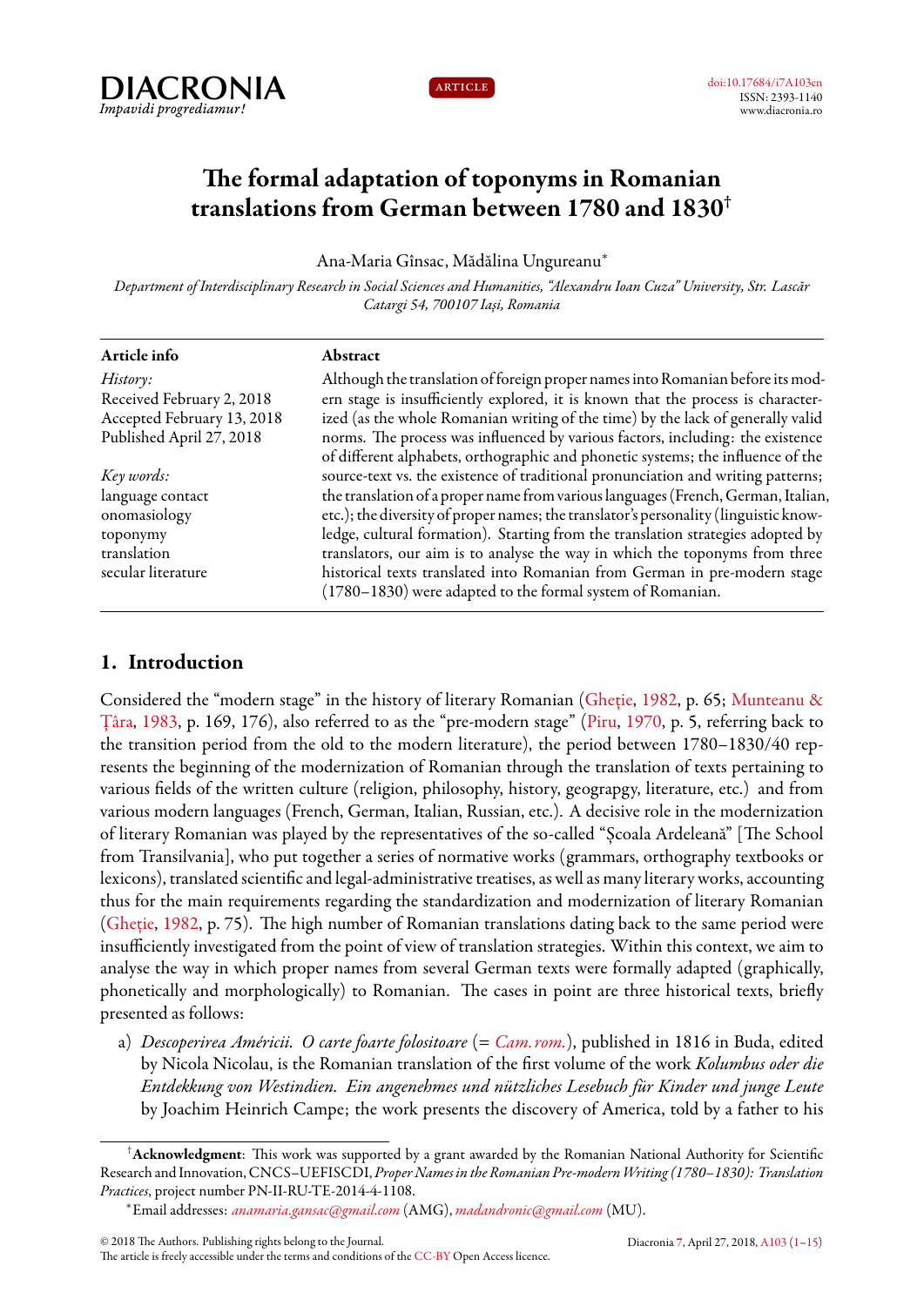# The formal adaptation of toponyms in Romanian translations from German between 1780 and 1830[†]

Ana-Maria Gînsac, Mădălina Ungureanu[*]

*Department of Interdisciplinary Research in Social Sciences and Humanities, "Alexandru Ioan Cuza" University, Str. Lascăr Catargi 54, 700107 Iași, Romania*

**Article info**

*History:*
Received February 2, 2018
Accepted February 13, 2018
Published April 27, 2018

*Key words:*
language contact
onomasiology
toponymy
translation
secular literature

**Abstract**

Although the translation of foreign proper names into Romanian before its modern stage is insufficiently explored, it is known that the process is characterized (as the whole Romanian writing of the time) by the lack of generally valid norms. The process was influenced by various factors, including: the existence of different alphabets, orthographic and phonetic systems; the influence of the source-text vs. the existence of traditional pronunciation and writing patterns; the translation of a proper name from various languages (French, German, Italian, etc.); the diversity of proper names; the translator's personality (linguistic knowledge, cultural formation). Starting from the translation strategies adopted by translators, our aim is to analyse the way in which the toponyms from three historical texts translated into Romanian from German in pre-modern stage (1780–1830) were adapted to the formal system of Romanian.

## 1. Introduction

Considered the "modern stage" in the history of literary Romanian (Gheție, 1982, p. 65; Munteanu & Țâra, 1983, p. 169, 176), also referred to as the "pre-modern stage" (Piru, 1970, p. 5, referring back to the transition period from the old to the modern literature), the period between 1780–1830/40 represents the beginning of the modernization of Romanian through the translation of texts pertaining to various fields of the written culture (religion, philosophy, history, geograpgy, literature, etc.) and from various modern languages (French, German, Italian, Russian, etc.). A decisive role in the modernization of literary Romanian was played by the representatives of the so-called "Școala Ardeleană" [The School from Transilvania], who put together a series of normative works (grammars, orthography textbooks or lexicons), translated scientific and legal-administrative treatises, as well as many literary works, accounting thus for the main requirements regarding the standardization and modernization of literary Romanian (Gheție, 1982, p. 75). The high number of Romanian translations dating back to the same period were insufficiently investigated from the point of view of translation strategies. Within this context, we aim to analyse the way in which proper names from several German texts were formally adapted (graphically, phonetically and morphologically) to Romanian. The cases in point are three historical texts, briefly presented as follows:

a) *Descoperirea Américii. O carte foarte folositoare* (= *Cam.rom.*), published in 1816 in Buda, edited by Nicola Nicolau, is the Romanian translation of the first volume of the work *Kolumbus oder die Entdekkung von Westindien. Ein angenehmes und nützliches Lesebuch für Kinder und junge Leute* by Joachim Heinrich Campe; the work presents the discovery of America, told by a father to his

---

[†]**Acknowledgment**: This work was supported by a grant awarded by the Romanian National Authority for Scientific Research and Innovation, CNCS–UEFISCDI, *Proper Names in the Romanian Pre-modern Writing (1780–1830): Translation Practices*, project number PN-II-RU-TE-2014-4-1108.

[*]Email addresses: *anamaria.gansac@gmail.com* (AMG), *madandronic@gmail.com* (MU).

© 2018 The Authors. Publishing rights belong to the Journal.
The article is freely accessible under the terms and conditions of the CC-BY Open Access licence.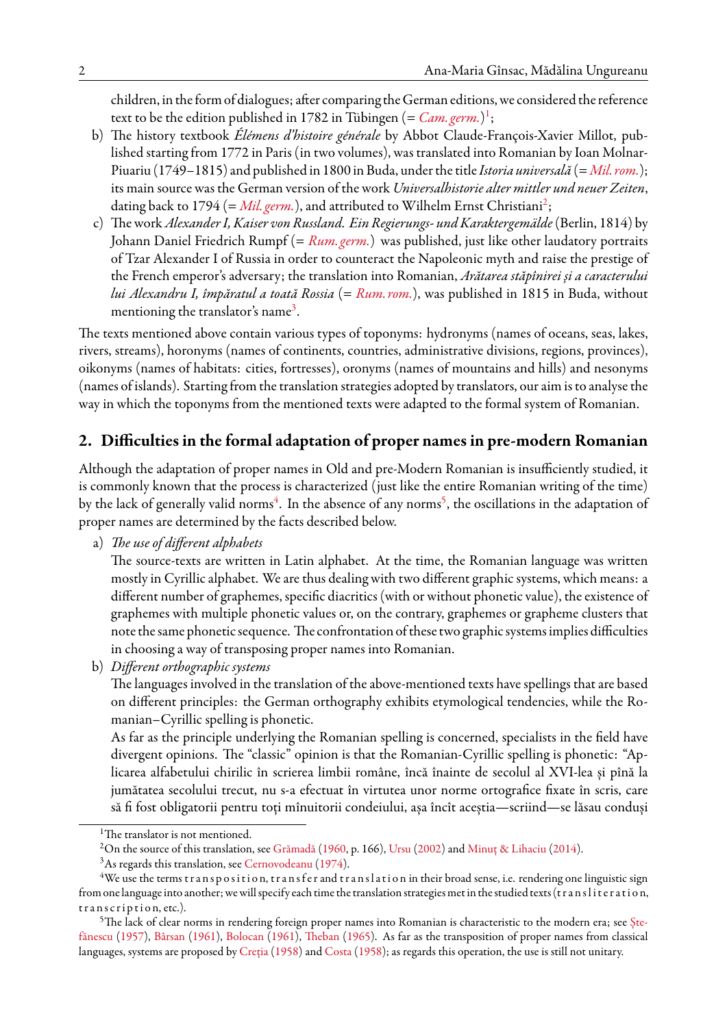children, in the form of dialogues; after comparing the German editions, we considered the reference text to be the edition published in 1782 in Tübingen (= *Cam. germ.*)[1];

b) The history textbook *Élémens d'histoire générale* by Abbot Claude-François-Xavier Millot, published starting from 1772 in Paris (in two volumes), was translated into Romanian by Ioan Molnar-Piuariu (1749–1815) and published in 1800 in Buda, under the title *Istoria universală* (= *Mil. rom.*); its main source was the German version of the work *Universalhistorie alter mittler und neuer Zeiten*, dating back to 1794 (= *Mil. germ.*), and attributed to Wilhelm Ernst Christiani[2];

c) The work *Alexander I, Kaiser von Russland. Ein Regierungs- und Karaktergemälde* (Berlin, 1814) by Johann Daniel Friedrich Rumpf (= *Rum. germ.*) was published, just like other laudatory portraits of Tzar Alexander I of Russia in order to counteract the Napoleonic myth and raise the prestige of the French emperor's adversary; the translation into Romanian, *Arătarea stăpînirei și a caracterului lui Alexandru I, împăratul a toată Rossia* (= *Rum. rom.*), was published in 1815 in Buda, without mentioning the translator's name[3].

The texts mentioned above contain various types of toponyms: hydronyms (names of oceans, seas, lakes, rivers, streams), horonyms (names of continents, countries, administrative divisions, regions, provinces), oikonyms (names of habitats: cities, fortresses), oronyms (names of mountains and hills) and nesonyms (names of islands). Starting from the translation strategies adopted by translators, our aim is to analyse the way in which the toponyms from the mentioned texts were adapted to the formal system of Romanian.

## 2. Difficulties in the formal adaptation of proper names in pre-modern Romanian

Although the adaptation of proper names in Old and pre-Modern Romanian is insufficiently studied, it is commonly known that the process is characterized (just like the entire Romanian writing of the time) by the lack of generally valid norms[4]. In the absence of any norms[5], the oscillations in the adaptation of proper names are determined by the facts described below.

a) *The use of different alphabets*

The source-texts are written in Latin alphabet. At the time, the Romanian language was written mostly in Cyrillic alphabet. We are thus dealing with two different graphic systems, which means: a different number of graphemes, specific diacritics (with or without phonetic value), the existence of graphemes with multiple phonetic values or, on the contrary, graphemes or grapheme clusters that note the same phonetic sequence. The confrontation of these two graphic systems implies difficulties in choosing a way of transposing proper names into Romanian.

b) *Different orthographic systems*

The languages involved in the translation of the above-mentioned texts have spellings that are based on different principles: the German orthography exhibits etymological tendencies, while the Romanian–Cyrillic spelling is phonetic.

As far as the principle underlying the Romanian spelling is concerned, specialists in the field have divergent opinions. The "classic" opinion is that the Romanian-Cyrillic spelling is phonetic: "Aplicarea alfabetului chirilic în scrierea limbii române, încă înainte de secolul al XVI-lea și pînă la jumătatea secolului trecut, nu s-a efectuat în virtutea unor norme ortografice fixate în scris, care să fi fost obligatorii pentru toți mînuitorii condeiului, așa încît aceștia—scriind—se lăsau conduși

---

[1] The translator is not mentioned.

[2] On the source of this translation, see Grămadă (1960, p. 166), Ursu (2002) and Minuț & Lihaciu (2014).

[3] As regards this translation, see Cernovodeanu (1974).

[4] We use the terms transposition, transfer and translation in their broad sense, i.e. rendering one linguistic sign from one language into another; we will specify each time the translation strategies met in the studied texts (transliteration, transcription, etc.).

[5] The lack of clear norms in rendering foreign proper names into Romanian is characteristic to the modern era; see Ștefănescu (1957), Bârsan (1961), Bolocan (1961), Theban (1965). As far as the transposition of proper names from classical languages, systems are proposed by Creția (1958) and Costa (1958); as regards this operation, the use is still not unitary.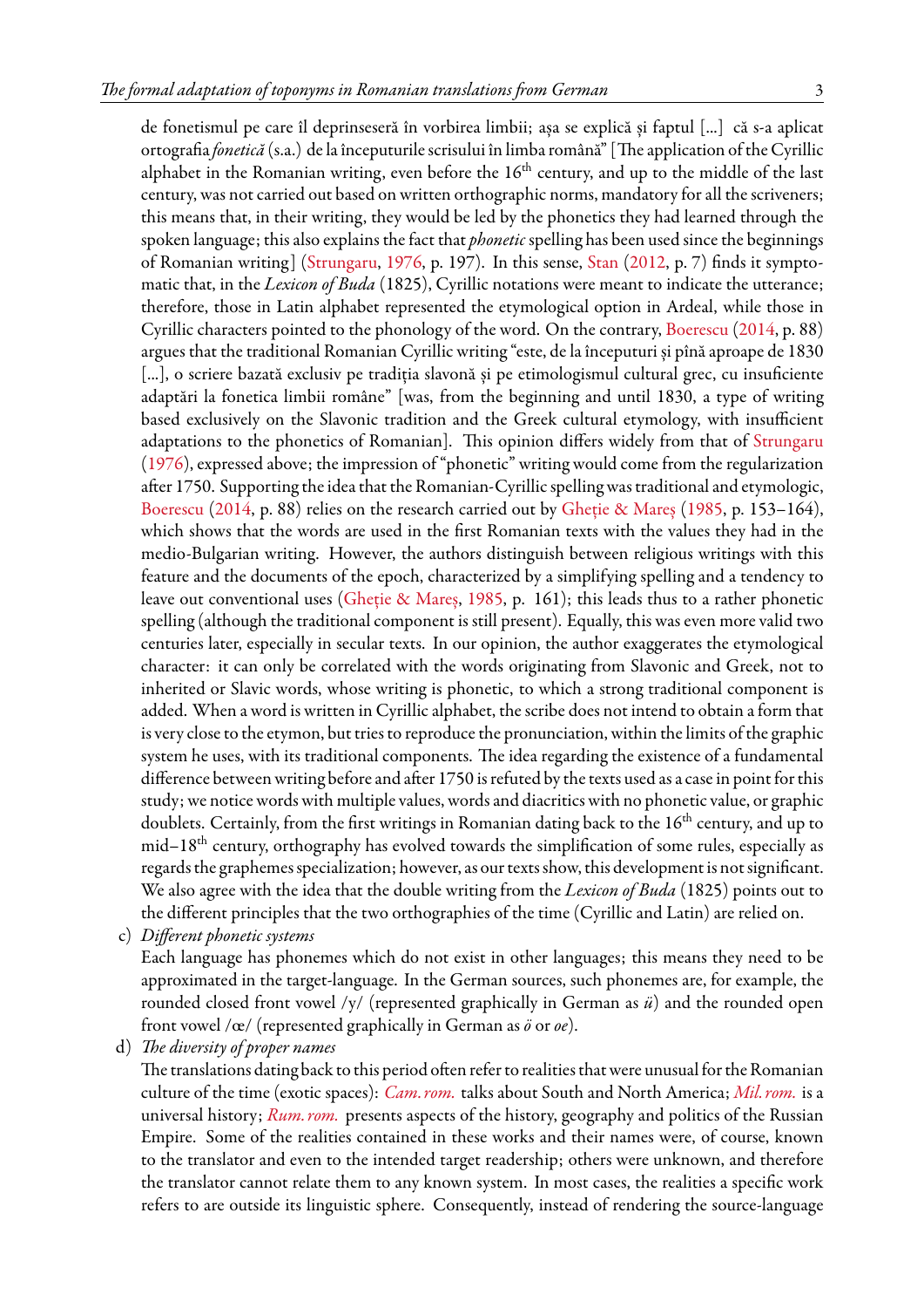de fonetismul pe care îl deprinseseră în vorbirea limbii; așa se explică și faptul [...] că s-a aplicat ortografia *fonetică* (s.a.) de la începuturile scrisului în limba română" [The application of the Cyrillic alphabet in the Romanian writing, even before the 16th century, and up to the middle of the last century, was not carried out based on written orthographic norms, mandatory for all the scriveners; this means that, in their writing, they would be led by the phonetics they had learned through the spoken language; this also explains the fact that *phonetic* spelling has been used since the beginnings of Romanian writing] (Strungaru, 1976, p. 197). In this sense, Stan (2012, p. 7) finds it symptomatic that, in the *Lexicon of Buda* (1825), Cyrillic notations were meant to indicate the utterance; therefore, those in Latin alphabet represented the etymological option in Ardeal, while those in Cyrillic characters pointed to the phonology of the word. On the contrary, Boerescu (2014, p. 88) argues that the traditional Romanian Cyrillic writing "este, de la începuturi și pînă aproape de 1830 [...], o scriere bazată exclusiv pe tradiția slavonă și pe etimologismul cultural grec, cu insuficiente adaptări la fonetica limbii române" [was, from the beginning and until 1830, a type of writing based exclusively on the Slavonic tradition and the Greek cultural etymology, with insufficient adaptations to the phonetics of Romanian]. This opinion differs widely from that of Strungaru (1976), expressed above; the impression of "phonetic" writing would come from the regularization after 1750. Supporting the idea that the Romanian-Cyrillic spelling was traditional and etymologic, Boerescu (2014, p. 88) relies on the research carried out by Gheție & Mareș (1985, p. 153–164), which shows that the words are used in the first Romanian texts with the values they had in the medio-Bulgarian writing. However, the authors distinguish between religious writings with this feature and the documents of the epoch, characterized by a simplifying spelling and a tendency to leave out conventional uses (Gheție & Mareș, 1985, p. 161); this leads thus to a rather phonetic spelling (although the traditional component is still present). Equally, this was even more valid two centuries later, especially in secular texts. In our opinion, the author exaggerates the etymological character: it can only be correlated with the words originating from Slavonic and Greek, not to inherited or Slavic words, whose writing is phonetic, to which a strong traditional component is added. When a word is written in Cyrillic alphabet, the scribe does not intend to obtain a form that is very close to the etymon, but tries to reproduce the pronunciation, within the limits of the graphic system he uses, with its traditional components. The idea regarding the existence of a fundamental difference between writing before and after 1750 is refuted by the texts used as a case in point for this study; we notice words with multiple values, words and diacritics with no phonetic value, or graphic doublets. Certainly, from the first writings in Romanian dating back to the 16th century, and up to mid–18th century, orthography has evolved towards the simplification of some rules, especially as regards the graphemes specialization; however, as our texts show, this development is not significant. We also agree with the idea that the double writing from the *Lexicon of Buda* (1825) points out to the different principles that the two orthographies of the time (Cyrillic and Latin) are relied on.

c) *Different phonetic systems*

   Each language has phonemes which do not exist in other languages; this means they need to be approximated in the target-language. In the German sources, such phonemes are, for example, the rounded closed front vowel /y/ (represented graphically in German as *ü*) and the rounded open front vowel /œ/ (represented graphically in German as *ö* or *oe*).

d) *The diversity of proper names*

   The translations dating back to this period often refer to realities that were unusual for the Romanian culture of the time (exotic spaces): *Cam. rom.* talks about South and North America; *Mil. rom.* is a universal history; *Rum. rom.* presents aspects of the history, geography and politics of the Russian Empire. Some of the realities contained in these works and their names were, of course, known to the translator and even to the intended target readership; others were unknown, and therefore the translator cannot relate them to any known system. In most cases, the realities a specific work refers to are outside its linguistic sphere. Consequently, instead of rendering the source-language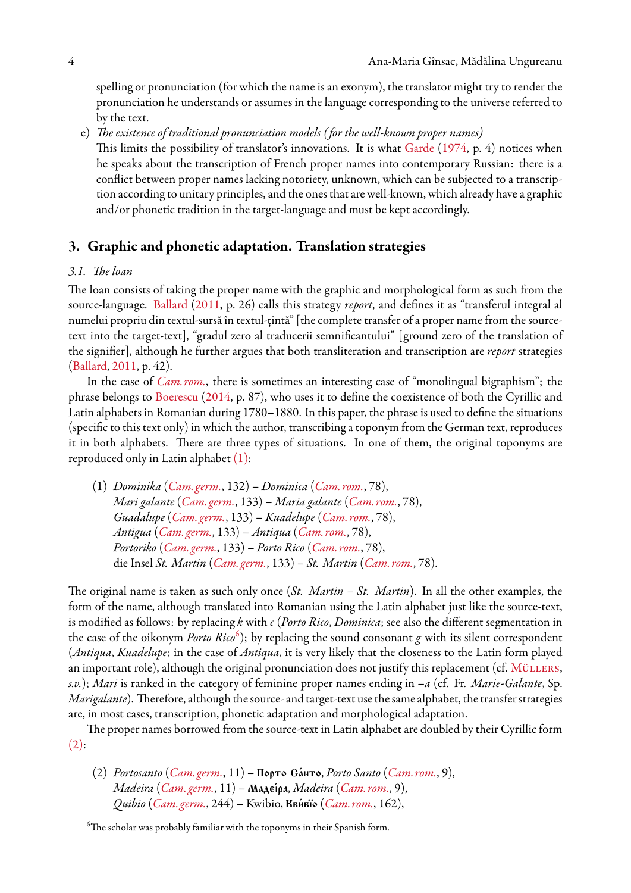spelling or pronunciation (for which the name is an exonym), the translator might try to render the pronunciation he understands or assumes in the language corresponding to the universe referred to by the text.

e) *The existence of traditional pronunciation models (for the well-known proper names)*
This limits the possibility of translator's innovations. It is what Garde (1974, p. 4) notices when he speaks about the transcription of French proper names into contemporary Russian: there is a conflict between proper names lacking notoriety, unknown, which can be subjected to a transcription according to unitary principles, and the ones that are well-known, which already have a graphic and/or phonetic tradition in the target-language and must be kept accordingly.

## 3. Graphic and phonetic adaptation. Translation strategies

### *3.1. The loan*

The loan consists of taking the proper name with the graphic and morphological form as such from the source-language. Ballard (2011, p. 26) calls this strategy *report*, and defines it as "transferul integral al numelui propriu din textul-sursă în textul-țintă" [the complete transfer of a proper name from the source-text into the target-text], "gradul zero al traducerii semnificantului" [ground zero of the translation of the signifier], although he further argues that both transliteration and transcription are *report* strategies (Ballard, 2011, p. 42).

In the case of *Cam. rom.*, there is sometimes an interesting case of "monolingual bigraphism"; the phrase belongs to Boerescu (2014, p. 87), who uses it to define the coexistence of both the Cyrillic and Latin alphabets in Romanian during 1780–1880. In this paper, the phrase is used to define the situations (specific to this text only) in which the author, transcribing a toponym from the German text, reproduces it in both alphabets. There are three types of situations. In one of them, the original toponyms are reproduced only in Latin alphabet (1):

(1) *Dominika* (*Cam. germ.*, 132) – *Dominica* (*Cam. rom.*, 78),
*Mari galante* (*Cam. germ.*, 133) – *Maria galante* (*Cam. rom.*, 78),
*Guadalupe* (*Cam. germ.*, 133) – *Kuadelupe* (*Cam. rom.*, 78),
*Antigua* (*Cam. germ.*, 133) – *Antiqua* (*Cam. rom.*, 78),
*Portoriko* (*Cam. germ.*, 133) – *Porto Rico* (*Cam. rom.*, 78),
die Insel *St. Martin* (*Cam. germ.*, 133) – *St. Martin* (*Cam. rom.*, 78).

The original name is taken as such only once (*St. Martin – St. Martin*). In all the other examples, the form of the name, although translated into Romanian using the Latin alphabet just like the source-text, is modified as follows: by replacing *k* with *c* (*Porto Rico*, *Dominica*; see also the different segmentation in the case of the oikonym *Porto Rico*[6]); by replacing the sound consonant *g* with its silent correspondent (*Antiqua*, *Kuadelupe*; in the case of *Antiqua*, it is very likely that the closeness to the Latin form played an important role), although the original pronunciation does not justify this replacement (cf. Müllers, *s.v.*); *Mari* is ranked in the category of feminine proper names ending in *–a* (cf. Fr. *Marie-Galante*, Sp. *Marigalante*). Therefore, although the source- and target-text use the same alphabet, the transfer strategies are, in most cases, transcription, phonetic adaptation and morphological adaptation.

The proper names borrowed from the source-text in Latin alphabet are doubled by their Cyrillic form (2):

(2) *Portosanto* (*Cam. germ.*, 11) – **Порто Са́нто**, *Porto Santo* (*Cam. rom.*, 9),
*Madeira* (*Cam. germ.*, 11) – **Мадеі́ра**, *Madeira* (*Cam. rom.*, 9),
*Quibio* (*Cam. germ.*, 244) – Kwibio, **Кви́біѡ** (*Cam. rom.*, 162),

[6] The scholar was probably familiar with the toponyms in their Spanish form.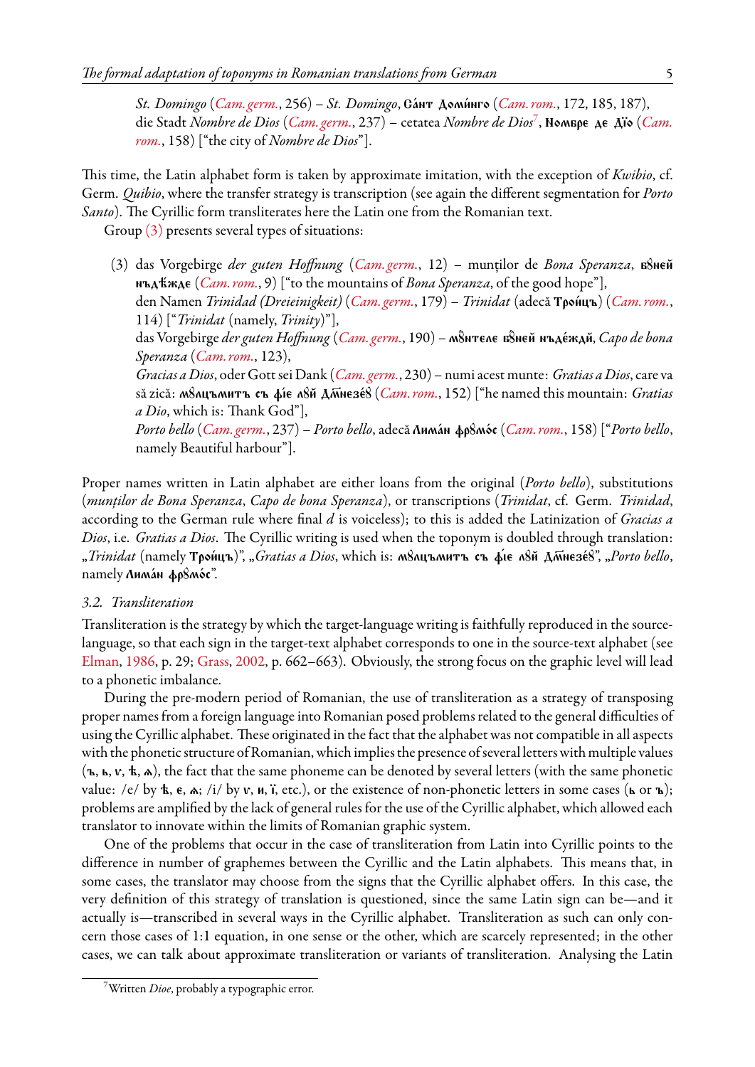*St. Domingo* (*Cam. germ.*, 256) – *St. Domingo*, Сáнт Домúнго (*Cam. rom.*, 172, 185, 187), die Stadt *Nombre de Dios* (*Cam. germ.*, 237) – cetatea *Nombre de Dios*[7], Номбре де Дїо (*Cam. rom.*, 158) ["the city of *Nombre de Dios*"].

This time, the Latin alphabet form is taken by approximate imitation, with the exception of *Kwibio*, cf. Germ. *Quibio*, where the transfer strategy is transcription (see again the different segmentation for *Porto Santo*). The Cyrillic form transliterates here the Latin one from the Romanian text.

Group (3) presents several types of situations:

(3) das Vorgebirge *der guten Hoffnung* (*Cam. germ.*, 12) – munților de *Bona Speranza*, бꙋней нъдѣжде (*Cam. rom.*, 9) ["to the mountains of *Bona Speranza*, of the good hope"],
den Namen *Trinidad (Dreieinigkeit)* (*Cam. germ.*, 179) – *Trinidat* (adecă Тройцъ) (*Cam. rom.*, 114) ["*Trinidat* (namely, *Trinity*)"],
das Vorgebirge *der guten Hoffnung* (*Cam. germ.*, 190) – мꙋнтеле бꙋней нъдéждй, *Capo de bona Speranza* (*Cam. rom.*, 123),
*Gracias a Dios*, oder Gott sei Dank (*Cam. germ.*, 230) – numi acest munte: *Gratias a Dios*, care va să zică: мꙋлцъмитъ съ фíе лꙋй Дм҃незéꙋ (*Cam. rom.*, 152) ["he named this mountain: *Gratias a Dio*, which is: Thank God"],
*Porto bello* (*Cam. germ.*, 237) – *Porto bello*, adecă Лимáн фрꙋмóс (*Cam. rom.*, 158) ["*Porto bello*, namely Beautiful harbour"].

Proper names written in Latin alphabet are either loans from the original (*Porto bello*), substitutions (*munților de Bona Speranza*, *Capo de bona Speranza*), or transcriptions (*Trinidat*, cf. Germ. *Trinidad*, according to the German rule where final *d* is voiceless); to this is added the Latinization of *Gracias a Dios*, i.e. *Gratias a Dios*. The Cyrillic writing is used when the toponym is doubled through translation: „*Trinidat* (namely Тройцъ)", „*Gratias a Dios*, which is: мꙋлцъмитъ съ фíе лꙋй Дм҃незéꙋ", „*Porto bello*, namely Лимáн фрꙋмóс".

### *3.2. Transliteration*

Transliteration is the strategy by which the target-language writing is faithfully reproduced in the source-language, so that each sign in the target-text alphabet corresponds to one in the source-text alphabet (see Elman, 1986, p. 29; Grass, 2002, p. 662–663). Obviously, the strong focus on the graphic level will lead to a phonetic imbalance.

During the pre-modern period of Romanian, the use of transliteration as a strategy of transposing proper names from a foreign language into Romanian posed problems related to the general difficulties of using the Cyrillic alphabet. These originated in the fact that the alphabet was not compatible in all aspects with the phonetic structure of Romanian, which implies the presence of several letters with multiple values (ъ, ь, ѵ, ѣ, ѧ), the fact that the same phoneme can be denoted by several letters (with the same phonetic value: /e/ by ѣ, е, ѧ; /i/ by ѵ, и, ї, etc.), or the existence of non-phonetic letters in some cases (ь or ъ); problems are amplified by the lack of general rules for the use of the Cyrillic alphabet, which allowed each translator to innovate within the limits of Romanian graphic system.

One of the problems that occur in the case of transliteration from Latin into Cyrillic points to the difference in number of graphemes between the Cyrillic and the Latin alphabets. This means that, in some cases, the translator may choose from the signs that the Cyrillic alphabet offers. In this case, the very definition of this strategy of translation is questioned, since the same Latin sign can be—and it actually is—transcribed in several ways in the Cyrillic alphabet. Transliteration as such can only concern those cases of 1:1 equation, in one sense or the other, which are scarcely represented; in the other cases, we can talk about approximate transliteration or variants of transliteration. Analysing the Latin

[7] Written *Dioe*, probably a typographic error.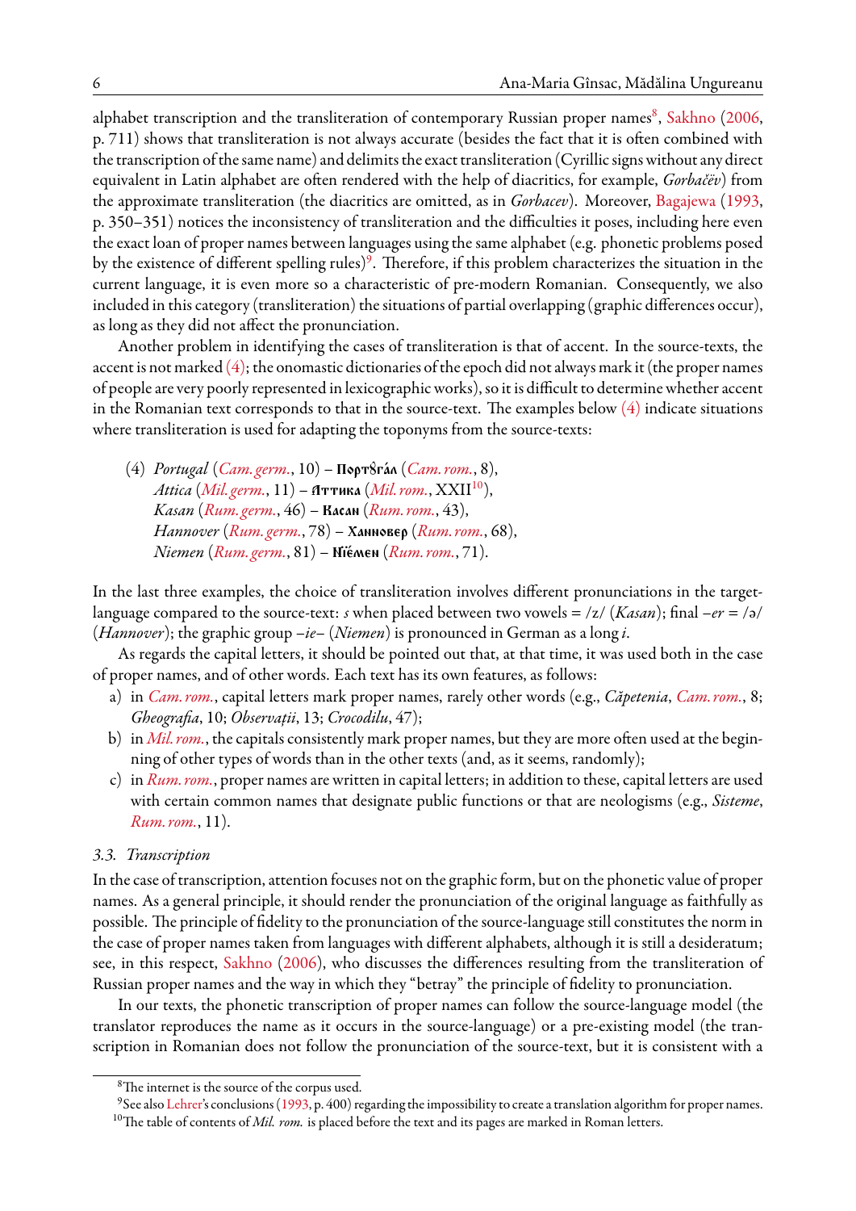alphabet transcription and the transliteration of contemporary Russian proper names[8], Sakhno (2006, p. 711) shows that transliteration is not always accurate (besides the fact that it is often combined with the transcription of the same name) and delimits the exact transliteration (Cyrillic signs without any direct equivalent in Latin alphabet are often rendered with the help of diacritics, for example, *Gorbačëv*) from the approximate transliteration (the diacritics are omitted, as in *Gorbacev*). Moreover, Bagajewa (1993, p. 350–351) notices the inconsistency of transliteration and the difficulties it poses, including here even the exact loan of proper names between languages using the same alphabet (e.g. phonetic problems posed by the existence of different spelling rules)[9]. Therefore, if this problem characterizes the situation in the current language, it is even more so a characteristic of pre-modern Romanian. Consequently, we also included in this category (transliteration) the situations of partial overlapping (graphic differences occur), as long as they did not affect the pronunciation.

Another problem in identifying the cases of transliteration is that of accent. In the source-texts, the accent is not marked (4); the onomastic dictionaries of the epoch did not always mark it (the proper names of people are very poorly represented in lexicographic works), so it is difficult to determine whether accent in the Romanian text corresponds to that in the source-text. The examples below (4) indicate situations where transliteration is used for adapting the toponyms from the source-texts:

(4) *Portugal* (*Cam. germ.*, 10) – **Портȣга́л** (*Cam. rom.*, 8),
*Attica* (*Mil. germ.*, 11) – **Аттика** (*Mil. rom.*, XXII[10]),
*Kasan* (*Rum. germ.*, 46) – **Касан** (*Rum. rom.*, 43),
*Hannover* (*Rum. germ.*, 78) – **Ханновер** (*Rum. rom.*, 68),
*Niemen* (*Rum. germ.*, 81) – **Ні́емен** (*Rum. rom.*, 71).

In the last three examples, the choice of transliteration involves different pronunciations in the target-language compared to the source-text: *s* when placed between two vowels = /z/ (*Kasan*); final *–er* = /ə/ (*Hannover*); the graphic group *–ie–* (*Niemen*) is pronounced in German as a long *i*.

As regards the capital letters, it should be pointed out that, at that time, it was used both in the case of proper names, and of other words. Each text has its own features, as follows:

a) in *Cam. rom.*, capital letters mark proper names, rarely other words (e.g., *Căpetenia*, *Cam. rom.*, 8; *Gheografia*, 10; *Observații*, 13; *Crocodilu*, 47);
b) in *Mil. rom.*, the capitals consistently mark proper names, but they are more often used at the beginning of other types of words than in the other texts (and, as it seems, randomly);
c) in *Rum. rom.*, proper names are written in capital letters; in addition to these, capital letters are used with certain common names that designate public functions or that are neologisms (e.g., *Sisteme*, *Rum. rom.*, 11).

### 3.3. Transcription

In the case of transcription, attention focuses not on the graphic form, but on the phonetic value of proper names. As a general principle, it should render the pronunciation of the original language as faithfully as possible. The principle of fidelity to the pronunciation of the source-language still constitutes the norm in the case of proper names taken from languages with different alphabets, although it is still a desideratum; see, in this respect, Sakhno (2006), who discusses the differences resulting from the transliteration of Russian proper names and the way in which they "betray" the principle of fidelity to pronunciation.

In our texts, the phonetic transcription of proper names can follow the source-language model (the translator reproduces the name as it occurs in the source-language) or a pre-existing model (the transcription in Romanian does not follow the pronunciation of the source-text, but it is consistent with a

---

[8] The internet is the source of the corpus used.

[9] See also Lehrer's conclusions (1993, p. 400) regarding the impossibility to create a translation algorithm for proper names.

[10] The table of contents of *Mil. rom.* is placed before the text and its pages are marked in Roman letters.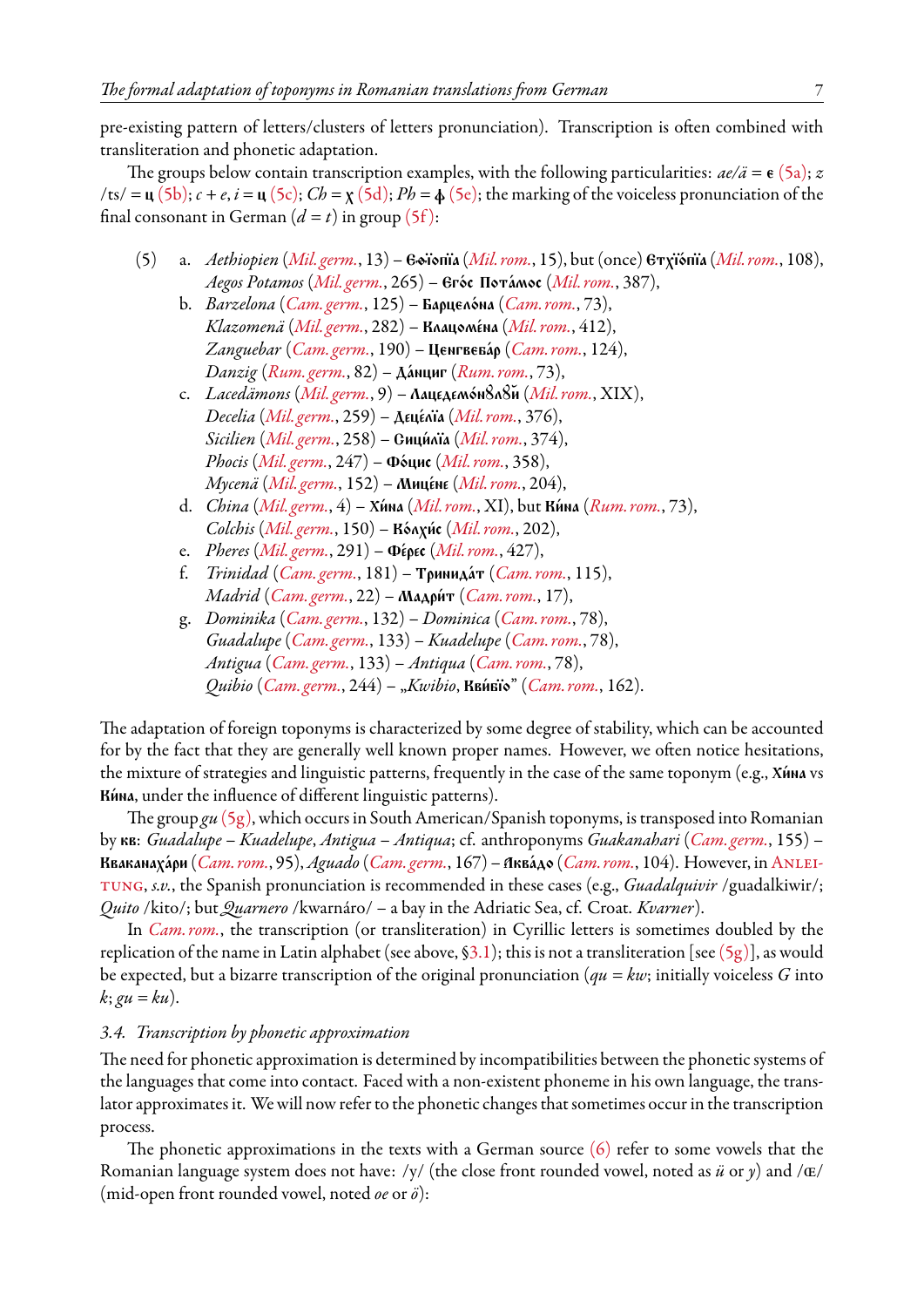pre-existing pattern of letters/clusters of letters pronunciation). Transcription is often combined with transliteration and phonetic adaptation.

The groups below contain transcription examples, with the following particularities: *ae/ä* = є (5a); *z* /ts/ = ц (5b); *c* + *e*, *i* = ц (5c); *Ch* = χ (5d); *Ph* = ф (5e); the marking of the voiceless pronunciation of the final consonant in German (*d* = *t*) in group (5f):

(5) a. *Aethiopien* (*Mil. germ.*, 13) – Єфїопїа (*Mil. rom.*, 15), but (once) Єтχїопїа (*Mil. rom.*, 108), *Aegos Potamos* (*Mil. germ.*, 265) – Єгóс Потáмос (*Mil. rom.*, 387),

b. *Barzelona* (*Cam. germ.*, 125) – Барцелóна (*Cam. rom.*, 73), *Klazomenä* (*Mil. germ.*, 282) – Клацомéна (*Mil. rom.*, 412), *Zanguebar* (*Cam. germ.*, 190) – Ценгвебáр (*Cam. rom.*, 124), *Danzig* (*Rum. germ.*, 82) – Дáнциг (*Rum. rom.*, 73),

c. *Lacedämons* (*Mil. germ.*, 9) – Лацедемóнѹлѹй (*Mil. rom.*, XIX), *Decelia* (*Mil. germ.*, 259) – Децéлїа (*Mil. rom.*, 376), *Sicilien* (*Mil. germ.*, 258) – Сицѝлїа (*Mil. rom.*, 374), *Phocis* (*Mil. germ.*, 247) – Фóцис (*Mil. rom.*, 358), *Mycenä* (*Mil. germ.*, 152) – Мицéне (*Mil. rom.*, 204),

d. *China* (*Mil. germ.*, 4) – Хѝна (*Mil. rom.*, XI), but Кѝна (*Rum. rom.*, 73), *Colchis* (*Mil. germ.*, 150) – Кóлχис (*Mil. rom.*, 202),

e. *Pheres* (*Mil. germ.*, 291) – Фéрес (*Mil. rom.*, 427),

f. *Trinidad* (*Cam. germ.*, 181) – Тринидáт (*Cam. rom.*, 115), *Madrid* (*Cam. germ.*, 22) – Мадрѝт (*Cam. rom.*, 17),

g. *Dominika* (*Cam. germ.*, 132) – *Dominica* (*Cam. rom.*, 78), *Guadalupe* (*Cam. germ.*, 133) – *Kuadelupe* (*Cam. rom.*, 78), *Antigua* (*Cam. germ.*, 133) – *Antiqua* (*Cam. rom.*, 78), *Quibio* (*Cam. germ.*, 244) – „*Kwibio*, Квѝбїо" (*Cam. rom.*, 162).

The adaptation of foreign toponyms is characterized by some degree of stability, which can be accounted for by the fact that they are generally well known proper names. However, we often notice hesitations, the mixture of strategies and linguistic patterns, frequently in the case of the same toponym (e.g., Хѝна vs Кѝна, under the influence of different linguistic patterns).

The group *gu* (5g), which occurs in South American/Spanish toponyms, is transposed into Romanian by кв: *Guadalupe* – *Kuadelupe*, *Antigua* – *Antiqua*; cf. anthroponyms *Guakanahari* (*Cam. germ.*, 155) – Кваканаχáри (*Cam. rom.*, 95), *Aguado* (*Cam. germ.*, 167) – Аквáдо (*Cam. rom.*, 104). However, in Anleitung, *s.v.*, the Spanish pronunciation is recommended in these cases (e.g., *Guadalquivir* /guadalkiwir/; *Quito* /kito/; but *Quarnero* /kwarnáro/ – a bay in the Adriatic Sea, cf. Croat. *Kvarner*).

In *Cam. rom.*, the transcription (or transliteration) in Cyrillic letters is sometimes doubled by the replication of the name in Latin alphabet (see above, §3.1); this is not a transliteration [see (5g)], as would be expected, but a bizarre transcription of the original pronunciation (*qu* = *kw*; initially voiceless *G* into *k*; *gu* = *ku*).

### *3.4. Transcription by phonetic approximation*

The need for phonetic approximation is determined by incompatibilities between the phonetic systems of the languages that come into contact. Faced with a non-existent phoneme in his own language, the translator approximates it. We will now refer to the phonetic changes that sometimes occur in the transcription process.

The phonetic approximations in the texts with a German source (6) refer to some vowels that the Romanian language system does not have: /y/ (the close front rounded vowel, noted as *ü* or *y*) and /œ/ (mid-open front rounded vowel, noted *oe* or *ö*):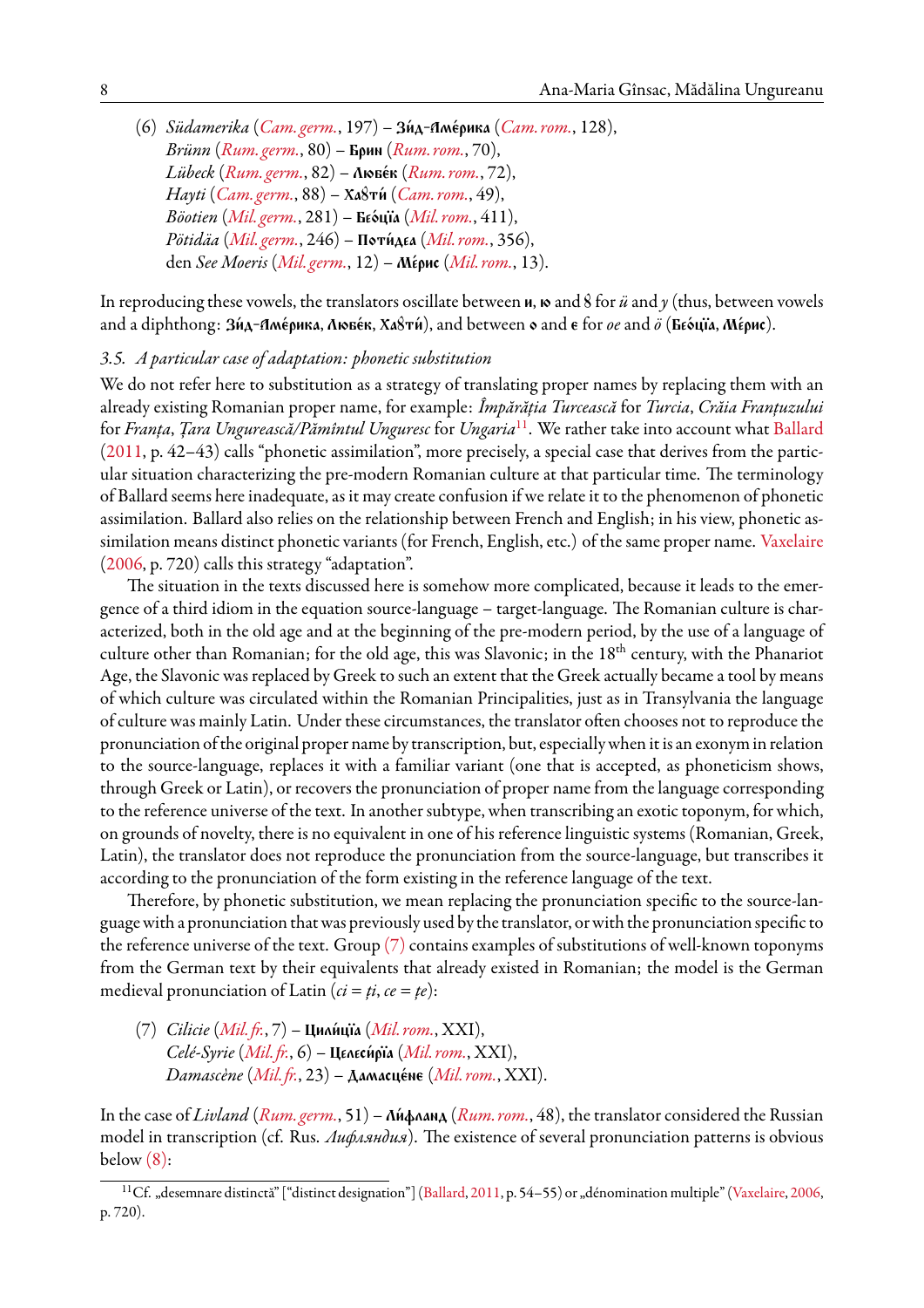(6) *Südamerika* (*Cam. germ.*, 197) – **Зи́д-Аме́рика** (*Cam. rom.*, 128),
*Brünn* (*Rum. germ.*, 80) – **Брин** (*Rum. rom.*, 70),
*Lübeck* (*Rum. germ.*, 82) – **Любе́к** (*Rum. rom.*, 72),
*Hayti* (*Cam. germ.*, 88) – **Хаȣти́** (*Cam. rom.*, 49),
*Böotien* (*Mil. germ.*, 281) – **Бео́цїа** (*Mil. rom.*, 411),
*Pötidäa* (*Mil. germ.*, 246) – **Поти́деа** (*Mil. rom.*, 356),
den *See Moeris* (*Mil. germ.*, 12) – **Ме́рис** (*Mil. rom.*, 13).

In reproducing these vowels, the translators oscillate between **и**, **ю** and **ȣ** for *ü* and *y* (thus, between vowels and a diphthong: **Зи́д-Аме́рика**, **Любе́к**, **Хаȣти́**), and between **о** and **е** for *oe* and *ö* (**Бео́цїа**, **Ме́рис**).

### 3.5. A particular case of adaptation: phonetic substitution

We do not refer here to substitution as a strategy of translating proper names by replacing them with an already existing Romanian proper name, for example: *Împărăția Turcească* for *Turcia*, *Crăia Franțuzului* for *Franța*, *Țara Ungurească/Pământul Unguresc* for *Ungaria*[11]. We rather take into account what Ballard (2011, p. 42–43) calls "phonetic assimilation", more precisely, a special case that derives from the particular situation characterizing the pre-modern Romanian culture at that particular time. The terminology of Ballard seems here inadequate, as it may create confusion if we relate it to the phenomenon of phonetic assimilation. Ballard also relies on the relationship between French and English; in his view, phonetic assimilation means distinct phonetic variants (for French, English, etc.) of the same proper name. Vaxelaire (2006, p. 720) calls this strategy "adaptation".

The situation in the texts discussed here is somehow more complicated, because it leads to the emergence of a third idiom in the equation source-language – target-language. The Romanian culture is characterized, both in the old age and at the beginning of the pre-modern period, by the use of a language of culture other than Romanian; for the old age, this was Slavonic; in the 18th century, with the Phanariot Age, the Slavonic was replaced by Greek to such an extent that the Greek actually became a tool by means of which culture was circulated within the Romanian Principalities, just as in Transylvania the language of culture was mainly Latin. Under these circumstances, the translator often chooses not to reproduce the pronunciation of the original proper name by transcription, but, especially when it is an exonym in relation to the source-language, replaces it with a familiar variant (one that is accepted, as phoneticism shows, through Greek or Latin), or recovers the pronunciation of proper name from the language corresponding to the reference universe of the text. In another subtype, when transcribing an exotic toponym, for which, on grounds of novelty, there is no equivalent in one of his reference linguistic systems (Romanian, Greek, Latin), the translator does not reproduce the pronunciation from the source-language, but transcribes it according to the pronunciation of the form existing in the reference language of the text.

Therefore, by phonetic substitution, we mean replacing the pronunciation specific to the source-language with a pronunciation that was previously used by the translator, or with the pronunciation specific to the reference universe of the text. Group (7) contains examples of substitutions of well-known toponyms from the German text by their equivalents that already existed in Romanian; the model is the German medieval pronunciation of Latin (*ci* = *ți*, *ce* = *țe*):

(7) *Cilicie* (*Mil. fr.*, 7) – **Цили́цїа** (*Mil. rom.*, XXI),
*Celé-Syrie* (*Mil. fr.*, 6) – **Целеси́рїа** (*Mil. rom.*, XXI),
*Damascène* (*Mil. fr.*, 23) – **Дамаце́не** (*Mil. rom.*, XXI).

In the case of *Livland* (*Rum. germ.*, 51) – **Ли́фланд** (*Rum. rom.*, 48), the translator considered the Russian model in transcription (cf. Rus. *Лифляндия*). The existence of several pronunciation patterns is obvious below (8):

[11] Cf. „desemnare distinctă" ["distinct designation"] (Ballard, 2011, p. 54–55) or „dénomination multiple" (Vaxelaire, 2006, p. 720).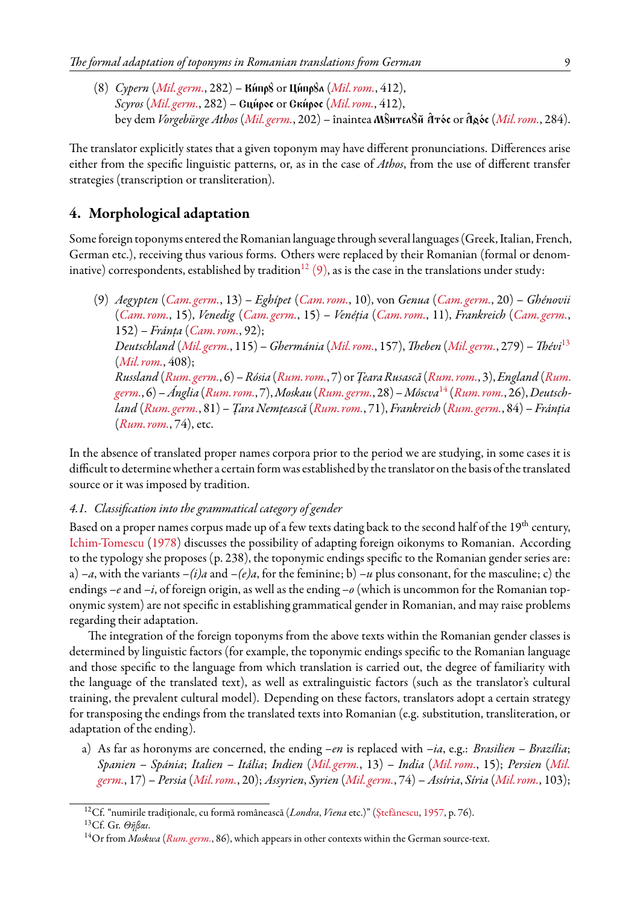(8) *Cypern* (*Mil. germ.*, 282) – **Кѵ́пръ** or **Цѵ́прѹл** (*Mil. rom.*, 412),
*Scyros* (*Mil. germ.*, 282) – **Сцѵ́рос** or **Скѵ́рос** (*Mil. rom.*, 412),
bey dem *Vorgebürge Athos* (*Mil. germ.*, 202) – înaintea **Мѹнтелѹй Ӓтóс** or **Ӓдóс** (*Mil. rom.*, 284).

The translator explicitly states that a given toponym may have different pronunciations. Differences arise either from the specific linguistic patterns, or, as in the case of *Athos*, from the use of different transfer strategies (transcription or transliteration).

## 4. Morphological adaptation

Some foreign toponyms entered the Romanian language through several languages (Greek, Italian, French, German etc.), receiving thus various forms. Others were replaced by their Romanian (formal or denominative) correspondents, established by tradition[12] (9), as is the case in the translations under study:

(9) *Aegypten* (*Cam. germ.*, 13) – *Eghípet* (*Cam. rom.*, 10), von *Genua* (*Cam. germ.*, 20) – *Ghénovii* (*Cam. rom.*, 15), *Venedig* (*Cam. germ.*, 15) – *Venéția* (*Cam. rom.*, 11), *Frankreich* (*Cam. germ.*, 152) – *Fránța* (*Cam. rom.*, 92);
*Deutschland* (*Mil. germ.*, 115) – *Ghermánia* (*Mil. rom.*, 157), *Theben* (*Mil. germ.*, 279) – *Thévi*[13] (*Mil. rom.*, 408);
*Russland* (*Rum. germ.*, 6) – *Rósia* (*Rum. rom.*, 7) or *Țeara Rusască* (*Rum. rom.*, 3), *England* (*Rum. germ.*, 6) – *Ánglia* (*Rum. rom.*, 7), *Moskau* (*Rum. germ.*, 28) – *Móscva*[14] (*Rum. rom.*, 26), *Deutschland* (*Rum. germ.*, 81) – *Țara Nemțească* (*Rum. rom.*, 71), *Frankreich* (*Rum. germ.*, 84) – *Fránția* (*Rum. rom.*, 74), etc.

In the absence of translated proper names corpora prior to the period we are studying, in some cases it is difficult to determine whether a certain form was established by the translator on the basis of the translated source or it was imposed by tradition.

### *4.1. Classification into the grammatical category of gender*

Based on a proper names corpus made up of a few texts dating back to the second half of the 19th century, Ichim-Tomescu (1978) discusses the possibility of adapting foreign oikonyms to Romanian. According to the typology she proposes (p. 238), the toponymic endings specific to the Romanian gender series are: a) *–a*, with the variants *–(i)a* and *–(e)a*, for the feminine; b) *–u* plus consonant, for the masculine; c) the endings *–e* and *–i*, of foreign origin, as well as the ending *–o* (which is uncommon for the Romanian toponymic system) are not specific in establishing grammatical gender in Romanian, and may raise problems regarding their adaptation.

The integration of the foreign toponyms from the above texts within the Romanian gender classes is determined by linguistic factors (for example, the toponymic endings specific to the Romanian language and those specific to the language from which translation is carried out, the degree of familiarity with the language of the translated text), as well as extralinguistic factors (such as the translator's cultural training, the prevalent cultural model). Depending on these factors, translators adopt a certain strategy for transposing the endings from the translated texts into Romanian (e.g. substitution, transliteration, or adaptation of the ending).

a) As far as horonyms are concerned, the ending *–en* is replaced with *–ia*, e.g.: *Brasilien* – *Brazília*; *Spanien* – *Spánia*; *Italien* – *Itália*; *Indien* (*Mil. germ.*, 13) – *India* (*Mil. rom.*, 15); *Persien* (*Mil. germ.*, 17) – *Persia* (*Mil. rom.*, 20); *Assyrien*, *Syrien* (*Mil. germ.*, 74) – *Assíria*, *Síria* (*Mil. rom.*, 103);

---

[12] Cf. "numirile tradiționale, cu formă românească (*Londra*, *Viena* etc.)" (Ștefănescu, 1957, p. 76).

[13] Cf. Gr. *Θῆβαι*.

[14] Or from *Moskwa* (*Rum. germ.*, 86), which appears in other contexts within the German source-text.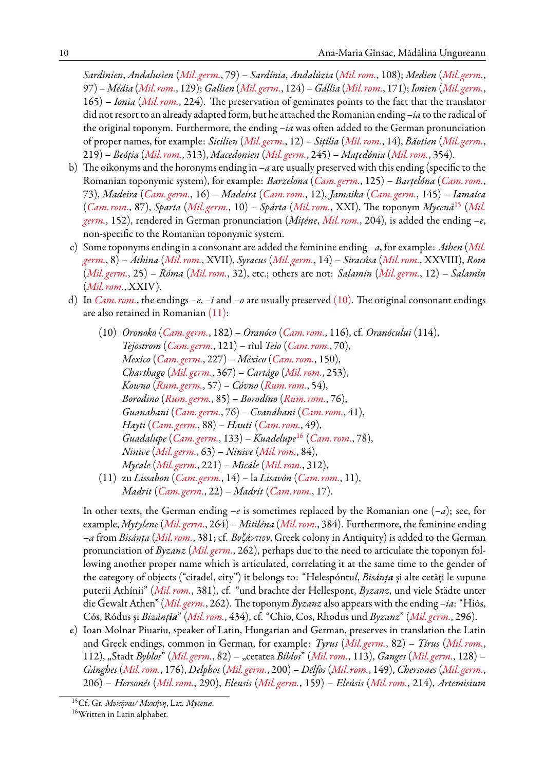*Sardinien*, *Andalusien* (*Mil. germ.*, 79) – *Sardínia*, *Andalúzia* (*Mil. rom.*, 108); *Medien* (*Mil. germ.*, 97) – *Média* (*Mil. rom.*, 129); *Gallien* (*Mil. germ.*, 124) – *Gállia* (*Mil. rom.*, 171); *Ionien* (*Mil. germ.*, 165) – *Ionia* (*Mil. rom.*, 224). The preservation of geminates points to the fact that the translator did not resort to an already adapted form, but he attached the Romanian ending *–ia* to the radical of the original toponym. Furthermore, the ending *–ia* was often added to the German pronunciation of proper names, for example: *Sicilien* (*Mil. germ.*, 12) – *Siţília* (*Mil. rom.*, 14), *Bäotien* (*Mil. germ.*, 219) – *Beóţia* (*Mil. rom.*, 313), *Macedonien* (*Mil. germ.*, 245) – *Maţedónia* (*Mil. rom.*, 354).

b) The oikonyms and the horonyms ending in *–a* are usually preserved with this ending (specific to the Romanian toponymic system), for example: *Barzelona* (*Cam. germ.*, 125) – *Barţelóna* (*Cam. rom.*, 73), *Madeira* (*Cam. germ.*, 16) – *Madeíra* (*Cam. rom.*, 12), *Jamaika* (*Cam. germ.*, 145) – *Iamaíca* (*Cam. rom.*, 87), *Sparta* (*Mil. germ.*, 10) – *Spárta* (*Mil. rom.*, XXI). The toponym *Mycenä*[15] (*Mil. germ.*, 152), rendered in German pronunciation (*Miţéne*, *Mil. rom.*, 204), is added the ending *–e*, non-specific to the Romanian toponymic system.

c) Some toponyms ending in a consonant are added the feminine ending *–a*, for example: *Athen* (*Mil. germ.*, 8) – *Athina* (*Mil. rom.*, XVII), *Syracus* (*Mil. germ.*, 14) – *Siracúsa* (*Mil. rom.*, XXVIII), *Rom* (*Mil. germ.*, 25) – *Róma* (*Mil. rom.*, 32), etc.; others are not: *Salamin* (*Mil. germ.*, 12) – *Salamín* (*Mil. rom.*, XXIV).

d) In *Cam. rom.*, the endings *–e*, *–i* and *–o* are usually preserved (10). The original consonant endings are also retained in Romanian (11):

   (10) *Oronoko* (*Cam. germ.*, 182) – *Oranóco* (*Cam. rom.*, 116), cf. *Oranócului* (114),
   *Tejostrom* (*Cam. germ.*, 121) – rîul *Teio* (*Cam. rom.*, 70),
   *Mexico* (*Cam. germ.*, 227) – *México* (*Cam. rom.*, 150),
   *Charthago* (*Mil. germ.*, 367) – *Cartágo* (*Mil. rom.*, 253),
   *Kowno* (*Rum. germ.*, 57) – *Cóvno* (*Rum. rom.*, 54),
   *Borodino* (*Rum. germ.*, 85) – *Borodíno* (*Rum. rom.*, 76),
   *Guanahani* (*Cam. germ.*, 76) – *Cvanáhani* (*Cam. rom.*, 41),
   *Hayti* (*Cam. germ.*, 88) – *Hautí* (*Cam. rom.*, 49),
   *Guadalupe* (*Cam. germ.*, 133) – *Kuadelupe*[16] (*Cam. rom.*, 78),
   *Ninive* (*Mil. germ.*, 63) – *Nínive* (*Mil. rom.*, 84),
   *Mycale* (*Mil. germ.*, 221) – *Micále* (*Mil. rom.*, 312),

   (11) zu *Lissabon* (*Cam. germ.*, 14) – la *Lisavón* (*Cam. rom.*, 11),
   *Madrit* (*Cam. germ.*, 22) – *Madrít* (*Cam. rom.*, 17).

   In other texts, the German ending *–e* is sometimes replaced by the Romanian one (*–a*); see, for example, *Mytylene* (*Mil. germ.*, 264) – *Mitiléna* (*Mil. rom.*, 384). Furthermore, the feminine ending *–a* from *Bisánţa* (*Mil. rom.*, 381; cf. *Βυζάντιον*, Greek colony in Antiquity) is added to the German pronunciation of *Byzanz* (*Mil. germ.*, 262), perhaps due to the need to articulate the toponym following another proper name which is articulated, correlating it at the same time to the gender of the category of objects ("citadel, city") it belongs to: "Helespóntu*l*, *Bisánţ**a*** și alte cetăţi le supune puterii Athínii" (*Mil. rom.*, 381), cf. "und brachte der Hellespont, *Byzanz*, und viele Städte unter die Gewalt Athen" (*Mil. germ.*, 262). The toponym *Byzanz* also appears with the ending *–ia*: "Hiós, Cós, Ródus și *Bizánţ**ia***" (*Mil. rom.*, 434), cf. "Chio, Cos, Rhodus und *Byzanz*" (*Mil. germ.*, 296).

e) Ioan Molnar Piuariu, speaker of Latin, Hungarian and German, preserves in translation the Latin and Greek endings, common in German, for example: *Tyrus* (*Mil. germ.*, 82) – *Tírus* (*Mil. rom.*, 112), „Stadt *Byblos*" (*Mil. germ.*, 82) – „cetatea *Bíblos*" (*Mil. rom.*, 113), *Ganges* (*Mil. germ.*, 128) – *Gánghes* (*Mil. rom.*, 176), *Delphos* (*Mil. germ.*, 200) – *Délfos* (*Mil. rom.*, 149), *Chersones* (*Mil. germ.*, 206) – *Hersonés* (*Mil. rom.*, 290), *Eleusis* (*Mil. germ.*, 159) – *Eleúsis* (*Mil. rom.*, 214), *Artemisium*

---

[15] Cf. Gr. *Μυκῆναι*/*Μυκήνη*, Lat. *Mycenæ*.

[16] Written in Latin alphabet.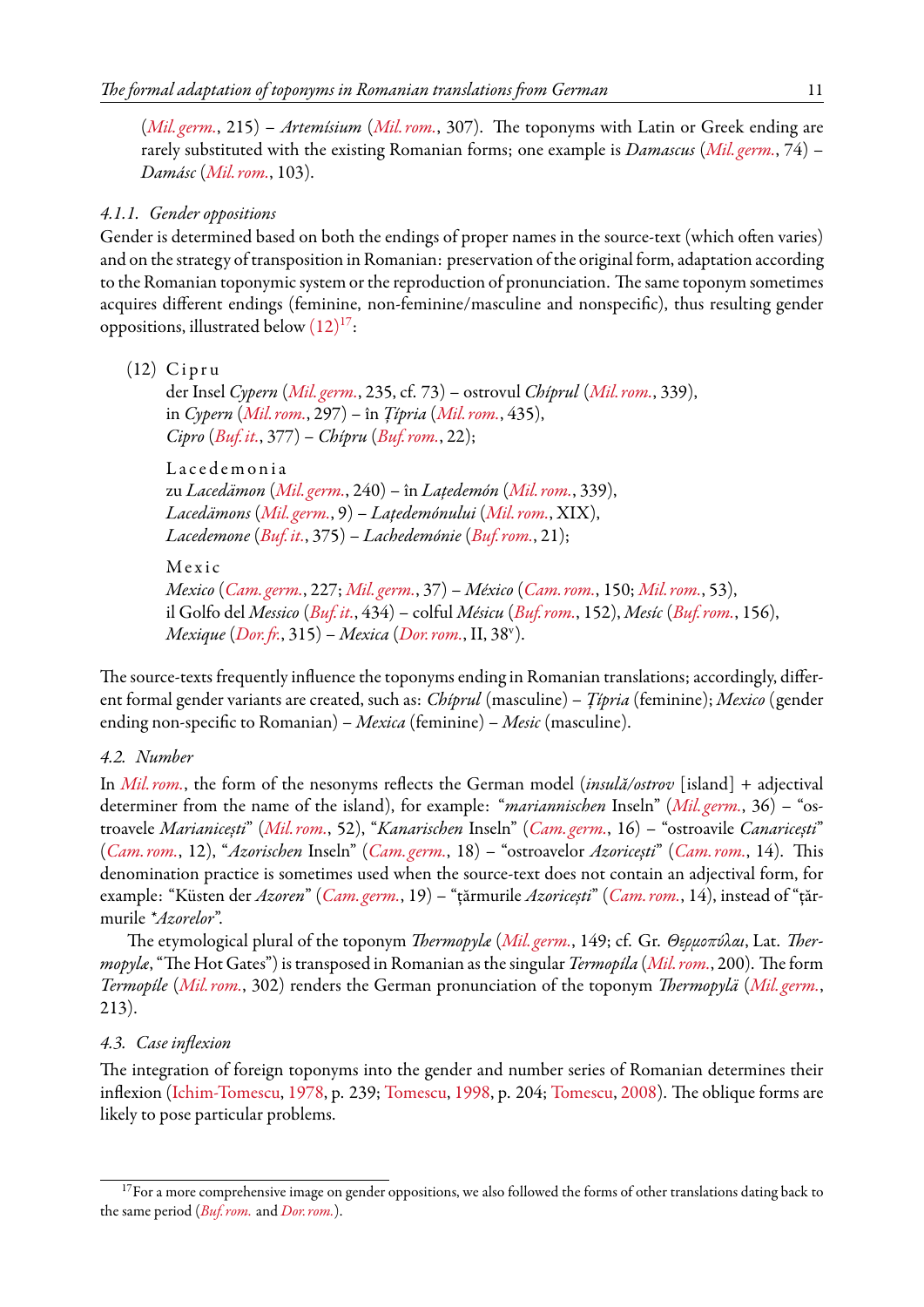(*Mil. germ.*, 215) – *Artemísium* (*Mil. rom.*, 307). The toponyms with Latin or Greek ending are rarely substituted with the existing Romanian forms; one example is *Damascus* (*Mil. germ.*, 74) – *Damásc* (*Mil. rom.*, 103).

#### *4.1.1. Gender oppositions*

Gender is determined based on both the endings of proper names in the source-text (which often varies) and on the strategy of transposition in Romanian: preservation of the original form, adaptation according to the Romanian toponymic system or the reproduction of pronunciation. The same toponym sometimes acquires different endings (feminine, non-feminine/masculine and nonspecific), thus resulting gender oppositions, illustrated below (12)[17]:

(12) C i p r u
der Insel *Cypern* (*Mil. germ.*, 235, cf. 73) – ostrovul *Chíprul* (*Mil. rom.*, 339),
in *Cypern* (*Mil. rom.*, 297) – în *Ţípria* (*Mil. rom.*, 435),
*Cipro* (*Buf. it.*, 377) – *Chípru* (*Buf. rom.*, 22);

L a c e d e m o n i a
zu *Lacedämon* (*Mil. germ.*, 240) – în *Laţedemón* (*Mil. rom.*, 339),
*Lacedämons* (*Mil. germ.*, 9) – *Laţedemónului* (*Mil. rom.*, XIX),
*Lacedemone* (*Buf. it.*, 375) – *Lachedemónie* (*Buf. rom.*, 21);

M e x i c
*Mexico* (*Cam. germ.*, 227; *Mil. germ.*, 37) – *México* (*Cam. rom.*, 150; *Mil. rom.*, 53),
il Golfo del *Messico* (*Buf. it.*, 434) – colful *Mésicu* (*Buf. rom.*, 152), *Mesíc* (*Buf. rom.*, 156),
*Mexique* (*Dor. fr.*, 315) – *Mexica* (*Dor. rom.*, II, 38v).

The source-texts frequently influence the toponyms ending in Romanian translations; accordingly, different formal gender variants are created, such as: *Chíprul* (masculine) – *Ţípria* (feminine); *Mexico* (gender ending non-specific to Romanian) – *Mexica* (feminine) – *Mesic* (masculine).

### *4.2. Number*

In *Mil. rom.*, the form of the nesonyms reflects the German model (*insulă/ostrov* [island] + adjectival determiner from the name of the island), for example: "*mariannischen* Inseln" (*Mil. germ.*, 36) – "ostroavele *Marianiceşti*" (*Mil. rom.*, 52), "*Kanarischen* Inseln" (*Cam. germ.*, 16) – "ostroavile *Canariceşti*" (*Cam. rom.*, 12), "*Azorischen* Inseln" (*Cam. germ.*, 18) – "ostroavelor *Azoriceşti*" (*Cam. rom.*, 14). This denomination practice is sometimes used when the source-text does not contain an adjectival form, for example: "Küsten der *Azoren*" (*Cam. germ.*, 19) – "ţărmurile *Azoriceşti*" (*Cam. rom.*, 14), instead of "ţărmurile *\*Azorelor*".

The etymological plural of the toponym *Thermopylæ* (*Mil. germ.*, 149; cf. Gr. *Θερμοπύλαι*, Lat. *Thermopylæ*, "The Hot Gates") is transposed in Romanian as the singular *Termopíla* (*Mil. rom.*, 200). The form *Termopíle* (*Mil. rom.*, 302) renders the German pronunciation of the toponym *Thermopylä* (*Mil. germ.*, 213).

### *4.3. Case inflexion*

The integration of foreign toponyms into the gender and number series of Romanian determines their inflexion (Ichim-Tomescu, 1978, p. 239; Tomescu, 1998, p. 204; Tomescu, 2008). The oblique forms are likely to pose particular problems.

---

[17] For a more comprehensive image on gender oppositions, we also followed the forms of other translations dating back to the same period (*Buf. rom.* and *Dor. rom.*).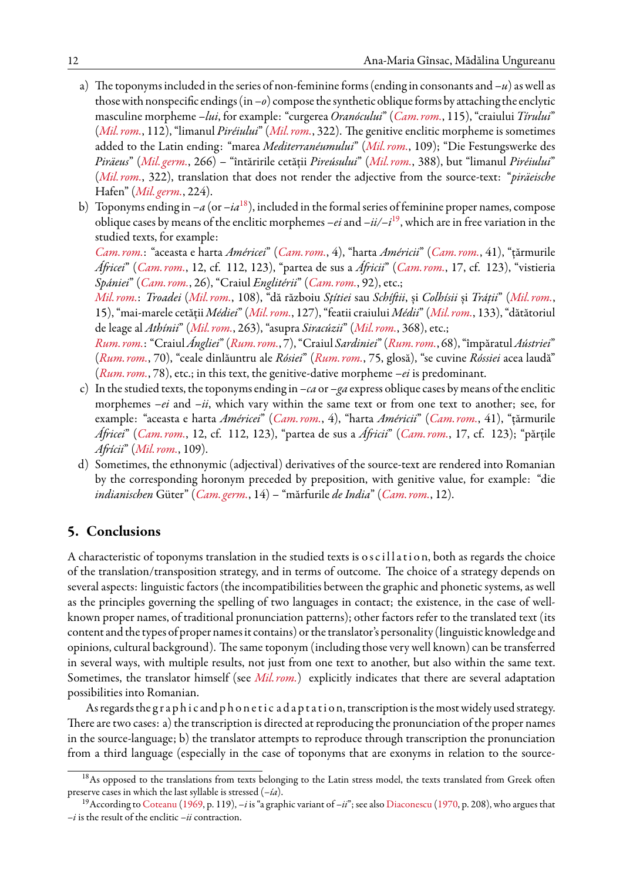a) The toponyms included in the series of non-feminine forms (ending in consonants and *–u*) as well as those with nonspecific endings (in *–o*) compose the synthetic oblique forms by attaching the enclytic masculine morpheme *–lui*, for example: "curgerea *Oranócului*" (*Cam. rom.*, 115), "craiului *Tírului*" (*Mil. rom.*, 112), "limanul *Piréului*" (*Mil. rom.*, 322). The genitive enclitic morpheme is sometimes added to the Latin ending: "marea *Mediterranéumului*" (*Mil. rom.*, 109); "Die Festungswerke des *Piräeus*" (*Mil. germ.*, 266) – "întăririle cetății *Pireúsului*" (*Mil. rom.*, 388), but "limanul *Piréului*" (*Mil. rom.*, 322), translation that does not render the adjective from the source-text: "*piräeische* Hafen" (*Mil. germ.*, 224).

b) Toponyms ending in *–a* (or *–ia*[18]), included in the formal series of feminine proper names, compose oblique cases by means of the enclitic morphemes *–ei* and *–ii/–i*[19], which are in free variation in the studied texts, for example:
*Cam. rom.*: "aceasta e harta *Américei*" (*Cam. rom.*, 4), "harta *Américii*" (*Cam. rom.*, 41), "țărmurile *Áfricei*" (*Cam. rom.*, 12, cf. 112, 123), "partea de sus a *Áfricii*" (*Cam. rom.*, 17, cf. 123), "vistieria *Spániei*" (*Cam. rom.*, 26), "Craiul *Englitérii*" (*Cam. rom.*, 92), etc.;
*Mil. rom.*: *Troadei* (*Mil. rom.*, 108), "dă războiu *Sţítiei* sau *Schíftii*, și *Colhísii* și *Tráții*" (*Mil. rom.*, 15), "mai-marele cetății *Médiei*" (*Mil. rom.*, 127), "featii craiului *Médii*" (*Mil. rom.*, 133), "dătătoriul de leage al *Athínii*" (*Mil. rom.*, 263), "asupra *Siracúzii*" (*Mil. rom.*, 368), etc.;
*Rum. rom.*: "Craiul *Ángliei*" (*Rum. rom.*, 7), "Craiul *Sardiniei*" (*Rum. rom.*, 68), "împăratul *Aústriei*" (*Rum. rom.*, 70), "ceale dinlăuntru ale *Rósiei*" (*Rum. rom.*, 75, glosă), "se cuvine *Róssiei* acea laudă" (*Rum. rom.*, 78), etc.; in this text, the genitive-dative morpheme *–ei* is predominant.

c) In the studied texts, the toponyms ending in *–ca* or *–ga* express oblique cases by means of the enclitic morphemes *–ei* and *–ii*, which vary within the same text or from one text to another; see, for example: "aceasta e harta *Américei*" (*Cam. rom.*, 4), "harta *Américii*" (*Cam. rom.*, 41), "țărmurile *Áfricei*" (*Cam. rom.*, 12, cf. 112, 123), "partea de sus a *Áfricii*" (*Cam. rom.*, 17, cf. 123); "părțile *Afrícii*" (*Mil. rom.*, 109).

d) Sometimes, the ethnonymic (adjectival) derivatives of the source-text are rendered into Romanian by the corresponding horonym preceded by preposition, with genitive value, for example: "die *indianischen* Güter" (*Cam. germ.*, 14) – "mărfurile *de India*" (*Cam. rom.*, 12).

## 5. Conclusions

A characteristic of toponyms translation in the studied texts is o s c i l l a t i o n, both as regards the choice of the translation/transposition strategy, and in terms of outcome. The choice of a strategy depends on several aspects: linguistic factors (the incompatibilities between the graphic and phonetic systems, as well as the principles governing the spelling of two languages in contact; the existence, in the case of well-known proper names, of traditional pronunciation patterns); other factors refer to the translated text (its content and the types of proper names it contains) or the translator's personality (linguistic knowledge and opinions, cultural background). The same toponym (including those very well known) can be transferred in several ways, with multiple results, not just from one text to another, but also within the same text. Sometimes, the translator himself (see *Mil. rom.*) explicitly indicates that there are several adaptation possibilities into Romanian.

As regards the g r a p h i c and p h o n e t i c a d a p t a t i o n, transcription is the most widely used strategy. There are two cases: a) the transcription is directed at reproducing the pronunciation of the proper names in the source-language; b) the translator attempts to reproduce through transcription the pronunciation from a third language (especially in the case of toponyms that are exonyms in relation to the source-

---

[18] As opposed to the translations from texts belonging to the Latin stress model, the texts translated from Greek often preserve cases in which the last syllable is stressed (*–ía*).

[19] According to Coteanu (1969, p. 119), *–i* is "a graphic variant of *–ii*"; see also Diaconescu (1970, p. 208), who argues that *–i* is the result of the enclitic *–ii* contraction.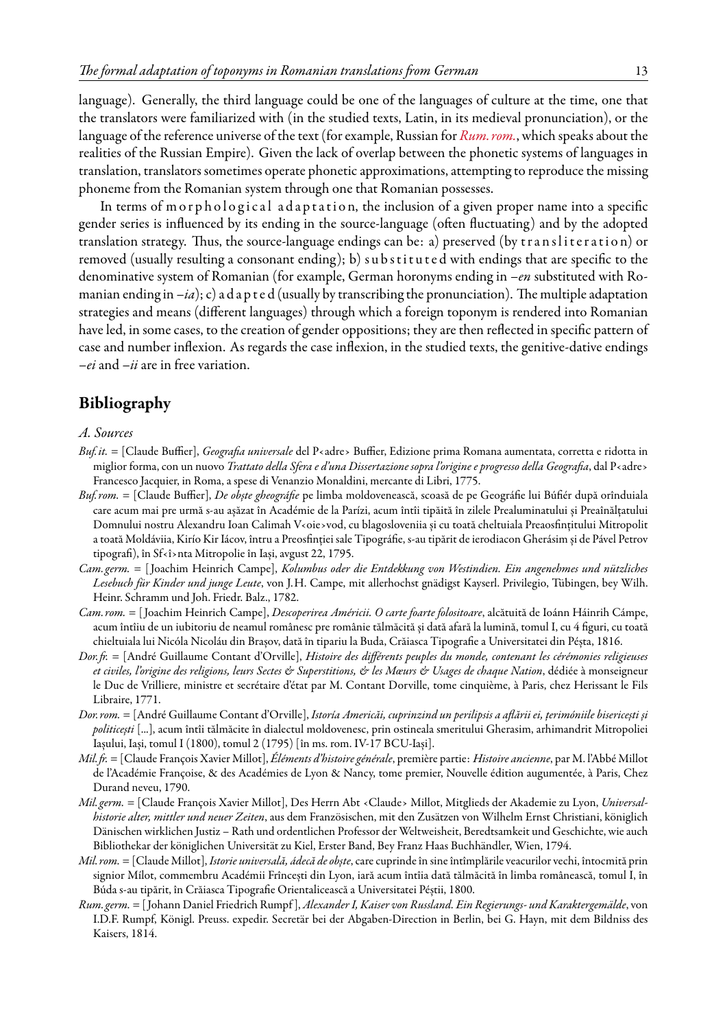language). Generally, the third language could be one of the languages of culture at the time, one that the translators were familiarized with (in the studied texts, Latin, in its medieval pronunciation), or the language of the reference universe of the text (for example, Russian for *Rum. rom.*, which speaks about the realities of the Russian Empire). Given the lack of overlap between the phonetic systems of languages in translation, translators sometimes operate phonetic approximations, attempting to reproduce the missing phoneme from the Romanian system through one that Romanian possesses.

In terms of m o r p h o l o g i c a l  a d a p t a t i o n, the inclusion of a given proper name into a specific gender series is influenced by its ending in the source-language (often fluctuating) and by the adopted translation strategy. Thus, the source-language endings can be: a) preserved (by t r a n s l i t e r a t i o n) or removed (usually resulting a consonant ending); b) s u b s t i t u t e d with endings that are specific to the denominative system of Romanian (for example, German horonyms ending in *–en* substituted with Romanian ending in *–ia*); c) a d a p t e d (usually by transcribing the pronunciation). The multiple adaptation strategies and means (different languages) through which a foreign toponym is rendered into Romanian have led, in some cases, to the creation of gender oppositions; they are then reflected in specific pattern of case and number inflexion. As regards the case inflexion, in the studied texts, the genitive-dative endings *–ei* and *–ii* are in free variation.

## Bibliography

*A. Sources*

*Buf. it.* = [Claude Buffier], *Geografia universale* del P‹adre› Buffier, Edizione prima Romana aumentata, corretta e ridotta in miglior forma, con un nuovo *Trattato della Sfera e d'una Dissertazione sopra l'origine e progresso della Geografia*, dal P‹adre› Francesco Jacquier, in Roma, a spese di Venanzio Monaldini, mercante di Libri, 1775.

*Buf. rom.* = [Claude Buffier], *De obște gheográfie* pe limba moldovenească, scoasă de pe Geográfie lui Búfiér după orînduiala care acum mai pre urmă s-au așăzat în Académie de la Parízi, acum întîi tipărită în zilele Prealuminatului și Preaînălțatului Domnului nostru Alexandru Ioan Calimah V‹oie›vod, cu blagosloveniia și cu toată cheltuiala Preaosfințitului Mitropolit a toată Moldáviia, Kirío Kir Iácov, întru a Preosfinției sale Tipográfie, s-au tipărit de ierodiacon Gherásim și de Pável Petrov tipografi), în Sf‹î›nta Mitropolie în Iași, avgust 22, 1795.

*Cam. germ.* = [Joachim Heinrich Campe], *Kolumbus oder die Entdekkung von Westindien. Ein angenehmes und nützliches Lesebuch für Kinder und junge Leute*, von J. H. Campe, mit allerhochst gnädigst Kayserl. Privilegio, Tübingen, bey Wilh. Heinr. Schramm und Joh. Friedr. Balz., 1782.

*Cam. rom.* = [Joachim Heinrich Campe], *Descoperirea Américii. O carte foarte folositoare*, alcătuită de Ioánn Háinrih Cámpe, acum întîiu de un iubitoriu de neamul românesc pre românie tălmăcită și dată afară la lumină, tomul I, cu 4 figuri, cu toată chieltuiala lui Nicóla Nicoláu din Brașov, dată în tipariu la Buda, Crăiasca Tipografie a Universitatei din Péșta, 1816.

*Dor. fr.* = [André Guillaume Contant d'Orville], *Histoire des différents peuples du monde, contenant les cérémonies religieuses et civiles, l'origine des religions, leurs Sectes & Superstitions, & les Mœurs & Usages de chaque Nation*, dédiée à monseigneur le Duc de Vrilliere, ministre et secrétaire d'état par M. Contant Dorville, tome cinquième, à Paris, chez Herissant le Fils Libraire, 1771.

*Dor. rom.* = [André Guillaume Contant d'Orville], *Istoría Americăi, cuprinzind un perilipsis a aflării ei, țerimóniile bisericești și politicești* [...], acum întîi tălmăcite în dialectul moldovenesc, prin ostineala smeritului Gherasim, arhimandrit Mitropoliei Iașului, Iași, tomul I (1800), tomul 2 (1795) [în ms. rom. IV-17 BCU-Iași].

*Mil. fr.* = [Claude François Xavier Millot], *Éléments d'histoire générale*, première partie: *Histoire ancienne*, par M. l'Abbé Millot de l'Académie Françoise, & des Académies de Lyon & Nancy, tome premier, Nouvelle édition augumentée, à Paris, Chez Durand neveu, 1790.

*Mil. germ.* = [Claude François Xavier Millot], Des Herrn Abt ‹Claude› Millot, Mitglieds der Akademie zu Lyon, *Universalhistorie alter, mittler und neuer Zeiten*, aus dem Französischen, mit den Zusätzen von Wilhelm Ernst Christiani, königlich Dänischen wirklichen Justiz – Rath und ordentlichen Professor der Weltweisheit, Beredtsamkeit und Geschichte, wie auch Bibliothekar der königlichen Universität zu Kiel, Erster Band, Bey Franz Haas Buchhändler, Wien, 1794.

*Mil. rom.* = [Claude Millot], *Istorie universală, ádecă de obște*, care cuprinde în sine întîmplările veacurilor vechi, întocmită prin signior Mílot, commembru Académii Frîncești din Lyon, iară acum întîia dată tălmăcită în limba românească, tomul I, în Búda s-au tipărit, în Crăiasca Tipografie Orientalicească a Universitatei Péștii, 1800.

*Rum. germ.* = [Johann Daniel Friedrich Rumpf], *Alexander I, Kaiser von Russland. Ein Regierungs- und Karaktergemälde*, von I.D.F. Rumpf, Königl. Preuss. expedir. Secretär bei der Abgaben-Direction in Berlin, bei G. Hayn, mit dem Bildniss des Kaisers, 1814.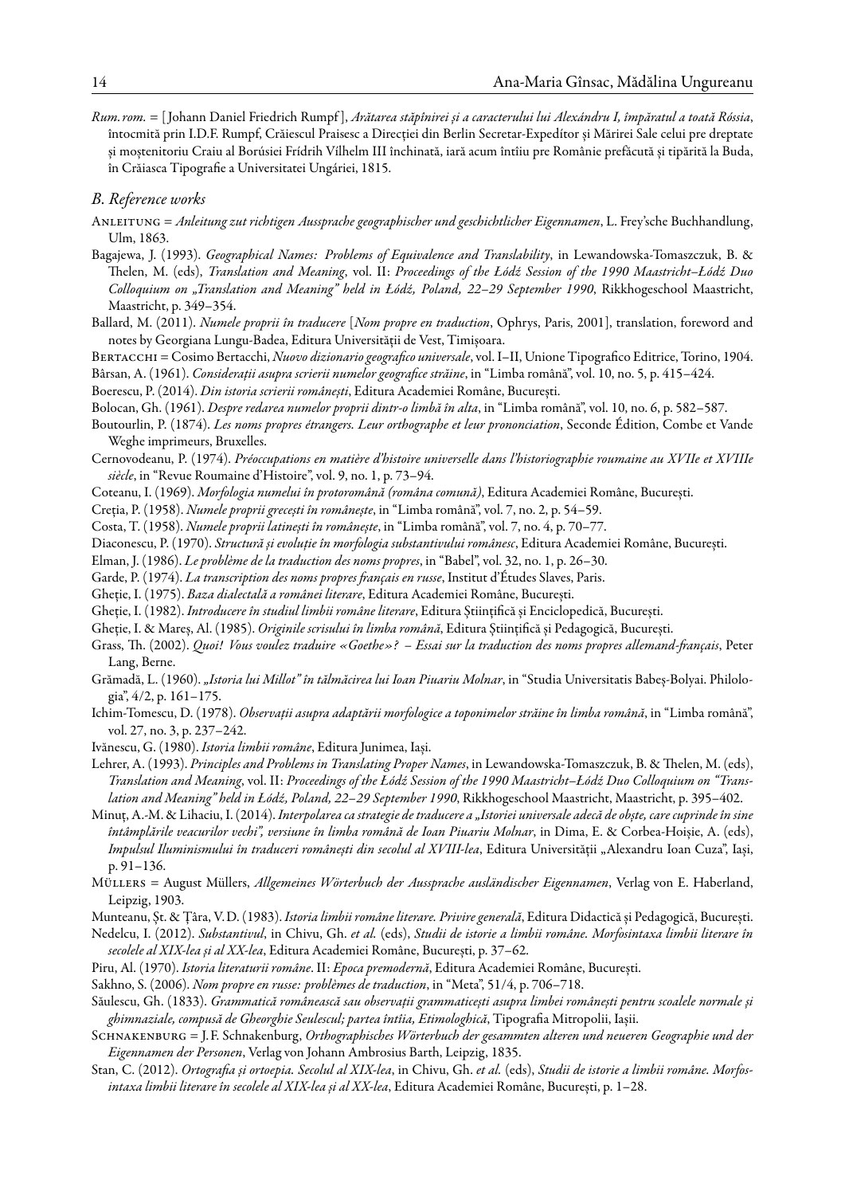*Rum. rom.* = [Johann Daniel Friedrich Rumpf], *Arătarea stăpînirei și a caracterului lui Alexándru I, împăratul a toată Róssia*, întocmită prin I.D.F. Rumpf, Crăiescul Praisesc a Direcției din Berlin Secretar-Expedítor și Mărirei Sale celui pre dreptate și moștenitoriu Craiu al Borúsiei Frídrih Vílhelm III închinată, iară acum întîiu pre Românie prefăcută și tipărită la Buda, în Crăiasca Tipografie a Universitatei Ungáriei, 1815.

## B. Reference works

Anleitung = *Anleitung zut richtigen Aussprache geographischer und geschichtlicher Eigennamen*, L. Frey'sche Buchhandlung, Ulm, 1863.

Bagajewa, J. (1993). *Geographical Names: Problems of Equivalence and Translability*, in Lewandowska-Tomaszczuk, B. & Thelen, M. (eds), *Translation and Meaning*, vol. II: *Proceedings of the Łódź Session of the 1990 Maastricht–Łódź Duo Colloquium on „Translation and Meaning" held in Łódź, Poland, 22–29 September 1990*, Rikkhogeschool Maastricht, Maastricht, p. 349–354.

Ballard, M. (2011). *Numele proprii în traducere* [*Nom propre en traduction*, Ophrys, Paris, 2001], translation, foreword and notes by Georgiana Lungu-Badea, Editura Universității de Vest, Timișoara.

Bertacchi = Cosimo Bertacchi, *Nuovo dizionario geografico universale*, vol. I–II, Unione Tipografico Editrice, Torino, 1904.

Bârsan, A. (1961). *Considerații asupra scrierii numelor geografice străine*, in "Limba română", vol. 10, no. 5, p. 415–424.

Boerescu, P. (2014). *Din istoria scrierii românești*, Editura Academiei Române, București.

Bolocan, Gh. (1961). *Despre redarea numelor proprii dintr-o limbă în alta*, in "Limba română", vol. 10, no. 6, p. 582–587.

Boutourlin, P. (1874). *Les noms propres étrangers. Leur orthographe et leur prononciation*, Seconde Édition, Combe et Vande Weghe imprimeurs, Bruxelles.

Cernovodeanu, P. (1974). *Préoccupations en matière d'histoire universelle dans l'historiographie roumaine au XVIIe et XVIIIe siècle*, in "Revue Roumaine d'Histoire", vol. 9, no. 1, p. 73–94.

Coteanu, I. (1969). *Morfologia numelui în protoromână (româna comună)*, Editura Academiei Române, București.

Creția, P. (1958). *Numele proprii grecești în românește*, in "Limba română", vol. 7, no. 2, p. 54–59.

Costa, T. (1958). *Numele proprii latinești în românește*, in "Limba română", vol. 7, no. 4, p. 70–77.

Diaconescu, P. (1970). *Structură și evoluție în morfologia substantivului românesc*, Editura Academiei Române, București.

Elman, J. (1986). *Le problème de la traduction des noms propres*, in "Babel", vol. 32, no. 1, p. 26–30.

Garde, P. (1974). *La transcription des noms propres français en russe*, Institut d'Études Slaves, Paris.

Gheție, I. (1975). *Baza dialectală a românei literare*, Editura Academiei Române, București.

Gheție, I. (1982). *Introducere în studiul limbii române literare*, Editura Științifică și Enciclopedică, București.

Gheție, I. & Mareș, Al. (1985). *Originile scrisului în limba română*, Editura Științifică și Pedagogică, București.

Grass, Th. (2002). *Quoi! Vous voulez traduire «Goethe»? – Essai sur la traduction des noms propres allemand-français*, Peter Lang, Berne.

Grămadă, L. (1960). *„Istoria lui Millot" în tălmăcirea lui Ioan Piuariu Molnar*, in "Studia Universitatis Babeș-Bolyai. Philologia", 4/2, p. 161–175.

Ichim-Tomescu, D. (1978). *Observații asupra adaptării morfologice a toponimelor străine în limba română*, in "Limba română", vol. 27, no. 3, p. 237–242.

Ivănescu, G. (1980). *Istoria limbii române*, Editura Junimea, Iași.

Lehrer, A. (1993). *Principles and Problems in Translating Proper Names*, in Lewandowska-Tomaszczuk, B. & Thelen, M. (eds), *Translation and Meaning*, vol. II: *Proceedings of the Łódź Session of the 1990 Maastricht–Łódź Duo Colloquium on "Translation and Meaning" held in Łódź, Poland, 22–29 September 1990*, Rikkhogeschool Maastricht, Maastricht, p. 395–402.

Minuț, A.-M. & Lihaciu, I. (2014). *Interpolarea ca strategie de traducere a „Istoriei universale adecă de obște, care cuprinde în sine întâmplările veacurilor vechi", versiune în limba română de Ioan Piuariu Molnar*, in Dima, E. & Corbea-Hoișie, A. (eds), *Impulsul Iluminismului în traduceri românești din secolul al XVIII-lea*, Editura Universității „Alexandru Ioan Cuza", Iași, p. 91–136.

Müllers = August Müllers, *Allgemeines Wörterbuch der Aussprache ausländischer Eigennamen*, Verlag von E. Haberland, Leipzig, 1903.

Munteanu, Șt. & Țâra, V.D. (1983). *Istoria limbii române literare. Privire generală*, Editura Didactică și Pedagogică, București.

Nedelcu, I. (2012). *Substantivul*, in Chivu, Gh. *et al.* (eds), *Studii de istorie a limbii române. Morfosintaxa limbii literare în secolele al XIX-lea și al XX-lea*, Editura Academiei Române, București, p. 37–62.

Piru, Al. (1970). *Istoria literaturii române*. II: *Epoca premodernă*, Editura Academiei Române, București.

Sakhno, S. (2006). *Nom propre en russe: problèmes de traduction*, in "Meta", 51/4, p. 706–718.

Săulescu, Gh. (1833). *Grammatică românească sau observații grammaticești asupra limbei românești pentru scoalele normale și ghimnaziale, compusă de Gheorghie Seulescul; partea întîia, Etimologhică*, Tipografia Mitropolii, Iașii.

Schnakenburg = J.F. Schnakenburg, *Orthographisches Wörterbuch der gesammten alteren und neueren Geographie und der Eigennamen der Personen*, Verlag von Johann Ambrosius Barth, Leipzig, 1835.

Stan, C. (2012). *Ortografia și ortoepia. Secolul al XIX-lea*, in Chivu, Gh. *et al.* (eds), *Studii de istorie a limbii române. Morfosintaxa limbii literare în secolele al XIX-lea și al XX-lea*, Editura Academiei Române, București, p. 1–28.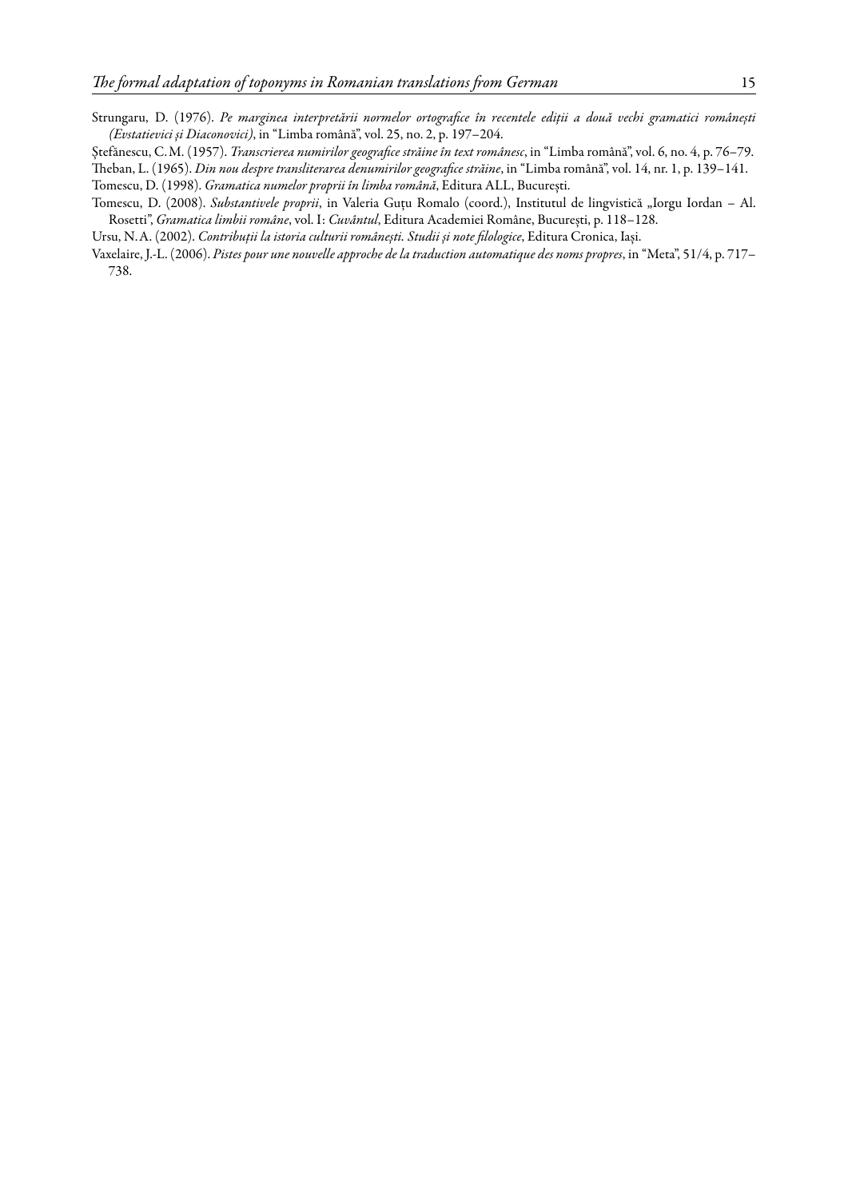Strungaru, D. (1976). *Pe marginea interpretării normelor ortografice în recentele ediții a două vechi gramatici românești (Evstatievici și Diaconovici)*, in "Limba română", vol. 25, no. 2, p. 197–204.

Ştefănescu, C. M. (1957). *Transcrierea numirilor geografice străine în text românesc*, in "Limba română", vol. 6, no. 4, p. 76–79.

Theban, L. (1965). *Din nou despre transliterarea denumirilor geografice străine*, in "Limba română", vol. 14, nr. 1, p. 139–141.

Tomescu, D. (1998). *Gramatica numelor proprii în limba română*, Editura ALL, București.

Tomescu, D. (2008). *Substantivele proprii*, in Valeria Guțu Romalo (coord.), Institutul de lingvistică „Iorgu Iordan – Al. Rosetti", *Gramatica limbii române*, vol. I: *Cuvântul*, Editura Academiei Române, București, p. 118–128.

Ursu, N. A. (2002). *Contribuții la istoria culturii românești. Studii și note filologice*, Editura Cronica, Iași.

Vaxelaire, J.-L. (2006). *Pistes pour une nouvelle approche de la traduction automatique des noms propres*, in "Meta", 51/4, p. 717–738.